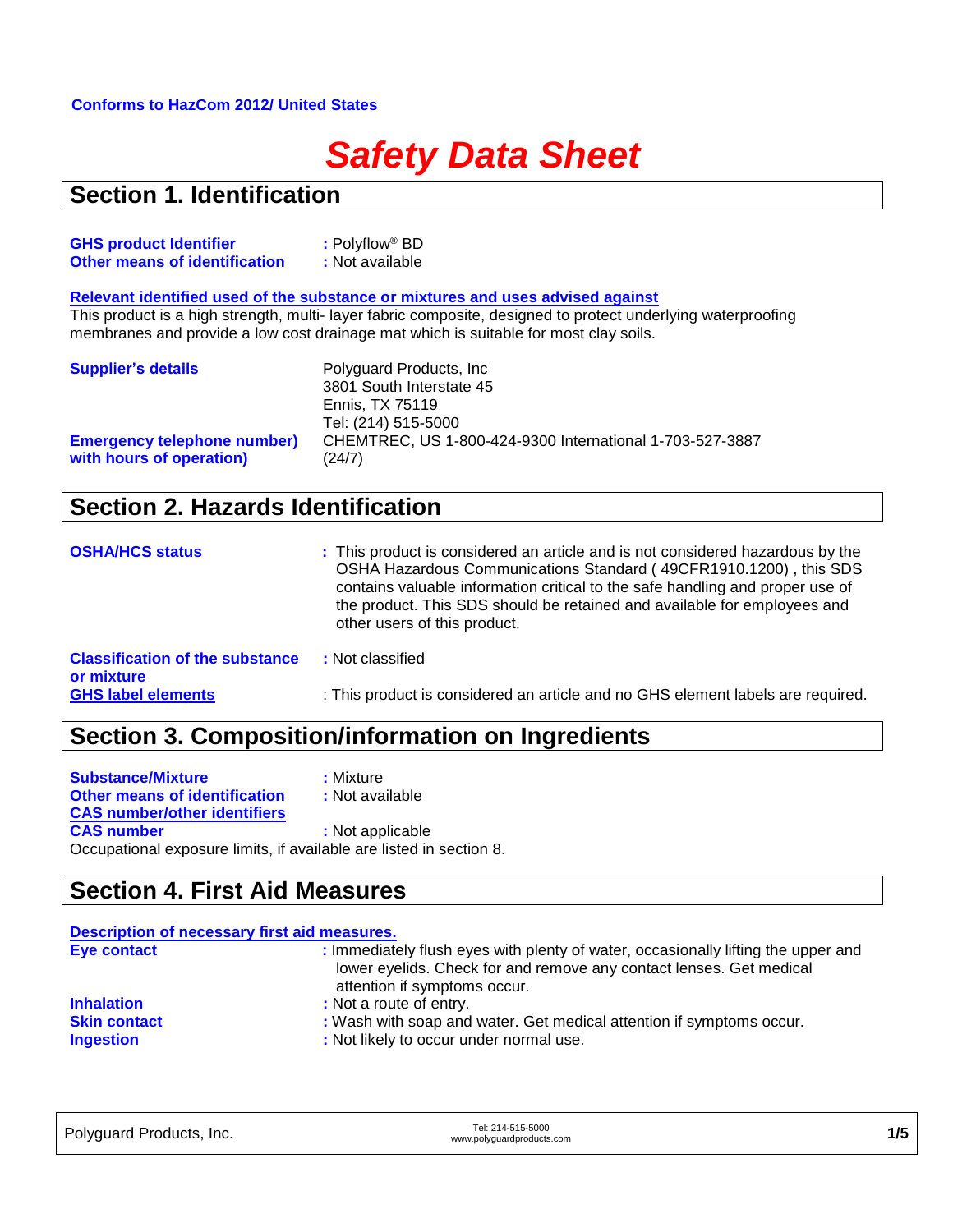**Conforms to HazCom 2012/ United States**

# *Safety Data Sheet*

## Section 1. Identification

**GHS product Identifier** : Polyflow® BD
**Other means of identification** : Not available

**Relevant identified used of the substance or mixtures and uses advised against**
This product is a high strength, multi- layer fabric composite, designed to protect underlying waterproofing membranes and provide a low cost drainage mat which is suitable for most clay soils.

**Supplier's details**
Polyguard Products, Inc
3801 South Interstate 45
Ennis, TX 75119
Tel: (214) 515-5000

**Emergency telephone number) with hours of operation)**
CHEMTREC, US 1-800-424-9300 International 1-703-527-3887 (24/7)

## Section 2. Hazards Identification

**OSHA/HCS status** : This product is considered an article and is not considered hazardous by the OSHA Hazardous Communications Standard ( 49CFR1910.1200) , this SDS contains valuable information critical to the safe handling and proper use of the product. This SDS should be retained and available for employees and other users of this product.

**Classification of the substance or mixture** : Not classified

**GHS label elements** : This product is considered an article and no GHS element labels are required.

## Section 3. Composition/information on Ingredients

**Substance/Mixture** : Mixture
**Other means of identification** : Not available
**CAS number/other identifiers**
**CAS number** : Not applicable
Occupational exposure limits, if available are listed in section 8.

## Section 4. First Aid Measures

**Description of necessary first aid measures.**

**Eye contact** : Immediately flush eyes with plenty of water, occasionally lifting the upper and lower eyelids. Check for and remove any contact lenses. Get medical attention if symptoms occur.
**Inhalation** : Not a route of entry.
**Skin contact** : Wash with soap and water. Get medical attention if symptoms occur.
**Ingestion** : Not likely to occur under normal use.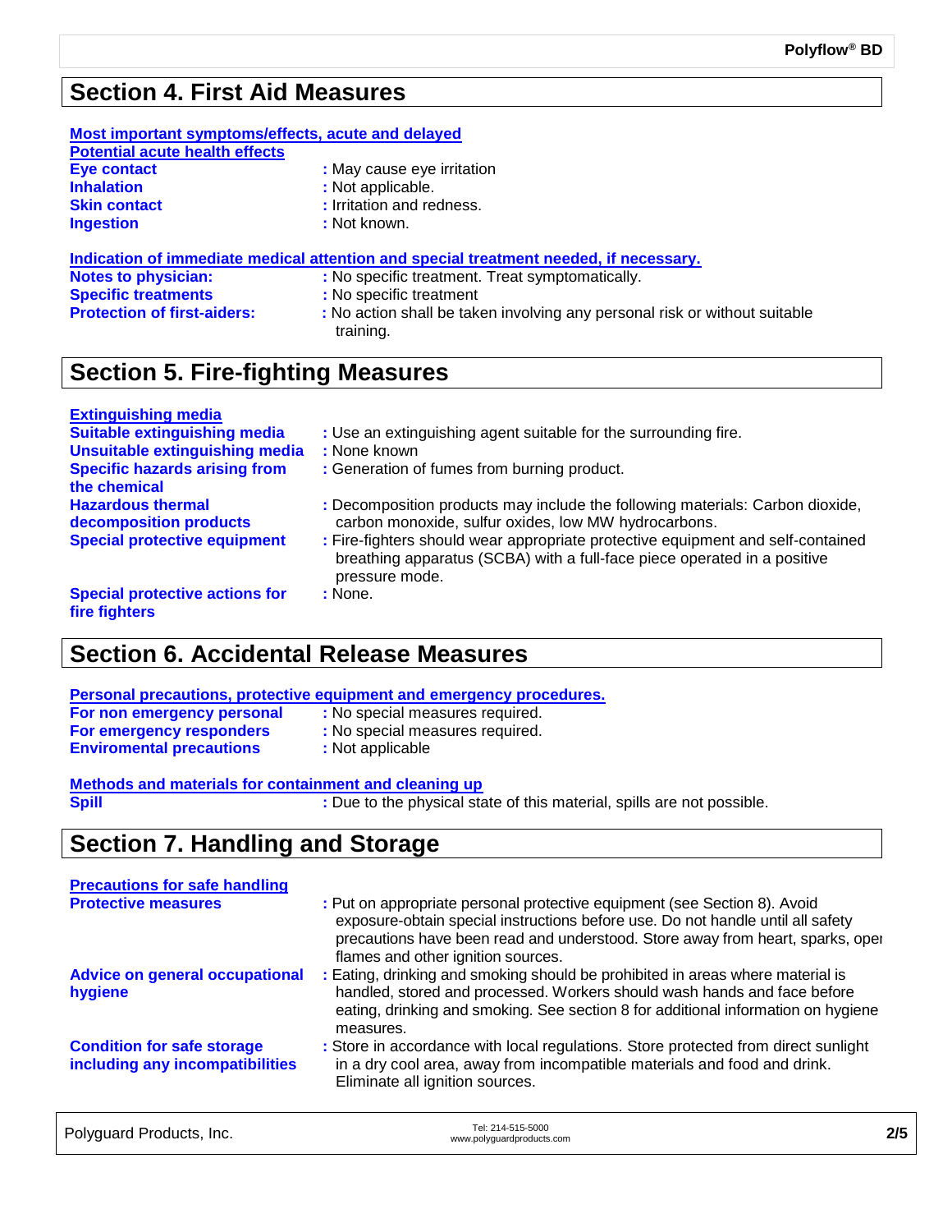## Section 4. First Aid Measures

**Most important symptoms/effects, acute and delayed**

**Potential acute health effects**

**Eye contact** : May cause eye irritation
**Inhalation** : Not applicable.
**Skin contact** : Irritation and redness.
**Ingestion** : Not known.

**Indication of immediate medical attention and special treatment needed, if necessary.**

**Notes to physician:** : No specific treatment. Treat symptomatically.
**Specific treatments** : No specific treatment
**Protection of first-aiders:** : No action shall be taken involving any personal risk or without suitable training.

## Section 5. Fire-fighting Measures

**Extinguishing media**

**Suitable extinguishing media** : Use an extinguishing agent suitable for the surrounding fire.
**Unsuitable extinguishing media** : None known
**Specific hazards arising from the chemical** : Generation of fumes from burning product.
**Hazardous thermal decomposition products** : Decomposition products may include the following materials: Carbon dioxide, carbon monoxide, sulfur oxides, low MW hydrocarbons.
**Special protective equipment** : Fire-fighters should wear appropriate protective equipment and self-contained breathing apparatus (SCBA) with a full-face piece operated in a positive pressure mode.
**Special protective actions for fire fighters** : None.

## Section 6. Accidental Release Measures

**Personal precautions, protective equipment and emergency procedures.**

**For non emergency personal** : No special measures required.
**For emergency responders** : No special measures required.
**Enviromental precautions** : Not applicable

**Methods and materials for containment and cleaning up**

**Spill** : Due to the physical state of this material, spills are not possible.

## Section 7. Handling and Storage

**Precautions for safe handling**

**Protective measures** : Put on appropriate personal protective equipment (see Section 8). Avoid exposure-obtain special instructions before use. Do not handle until all safety precautions have been read and understood. Store away from heart, sparks, open flames and other ignition sources.
**Advice on general occupational hygiene** : Eating, drinking and smoking should be prohibited in areas where material is handled, stored and processed. Workers should wash hands and face before eating, drinking and smoking. See section 8 for additional information on hygiene measures.
**Condition for safe storage including any incompatibilities** : Store in accordance with local regulations. Store protected from direct sunlight in a dry cool area, away from incompatible materials and food and drink. Eliminate all ignition sources.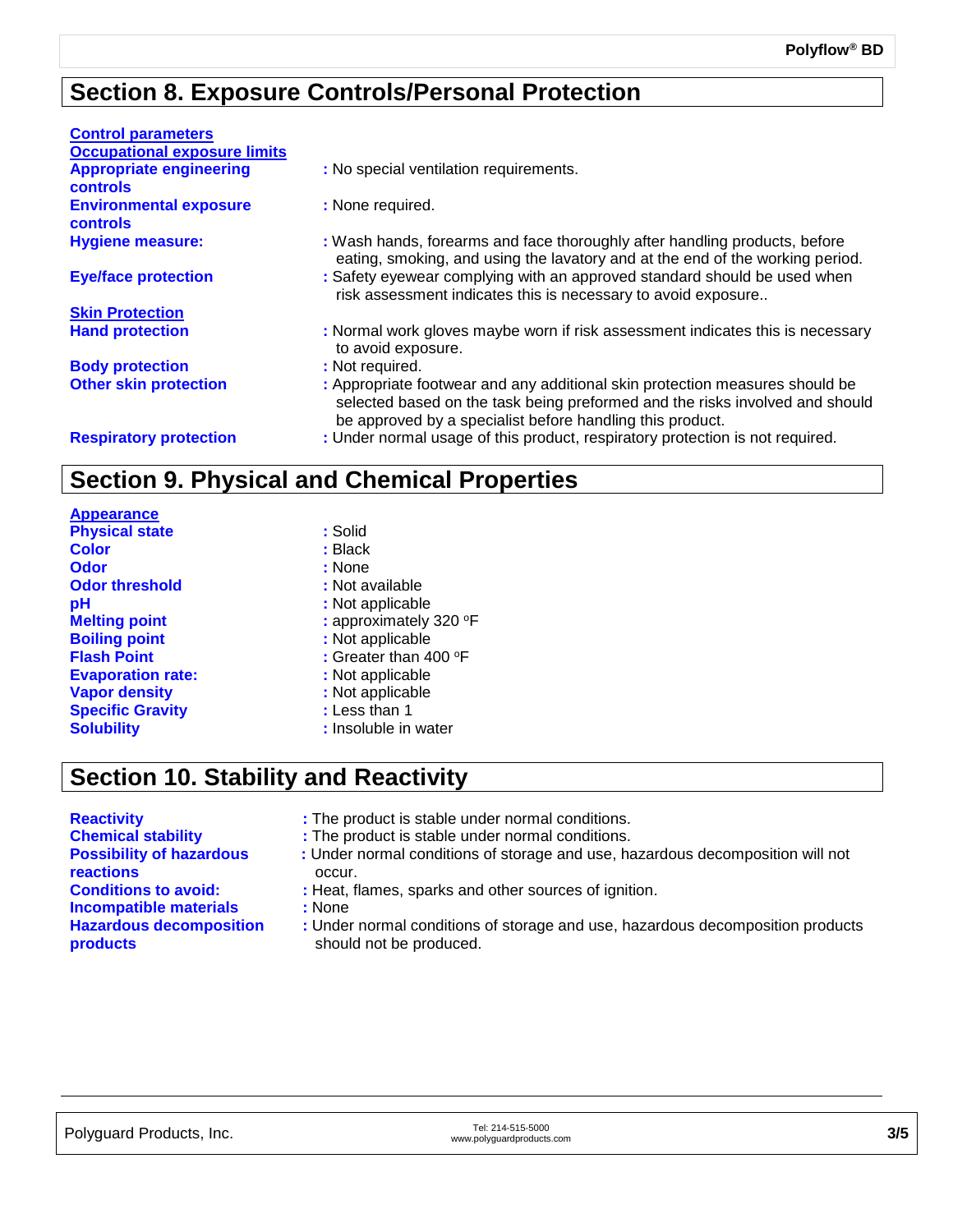## Section 8. Exposure Controls/Personal Protection

**Control parameters**

**Occupational exposure limits**

**Appropriate engineering controls** : No special ventilation requirements.

**Environmental exposure controls** : None required.

**Hygiene measure:** : Wash hands, forearms and face thoroughly after handling products, before eating, smoking, and using the lavatory and at the end of the working period.

**Eye/face protection** : Safety eyewear complying with an approved standard should be used when risk assessment indicates this is necessary to avoid exposure..

**Skin Protection**

**Hand protection** : Normal work gloves maybe worn if risk assessment indicates this is necessary to avoid exposure.

**Body protection** : Not required.

**Other skin protection** : Appropriate footwear and any additional skin protection measures should be selected based on the task being preformed and the risks involved and should be approved by a specialist before handling this product.

**Respiratory protection** : Under normal usage of this product, respiratory protection is not required.

## Section 9. Physical and Chemical Properties

**Appearance**

**Physical state** : Solid

**Color** : Black

**Odor** : None

**Odor threshold** : Not available

**pH** : Not applicable

**Melting point** : approximately 320 ºF

**Boiling point** : Not applicable

**Flash Point** : Greater than 400 ºF

**Evaporation rate:** : Not applicable

**Vapor density** : Not applicable

**Specific Gravity** : Less than 1

**Solubility** : Insoluble in water

## Section 10. Stability and Reactivity

**Reactivity** : The product is stable under normal conditions.

**Chemical stability** : The product is stable under normal conditions.

**Possibility of hazardous reactions** : Under normal conditions of storage and use, hazardous decomposition will not occur.

**Conditions to avoid:** : Heat, flames, sparks and other sources of ignition.

**Incompatible materials** : None

**Hazardous decomposition products** : Under normal conditions of storage and use, hazardous decomposition products should not be produced.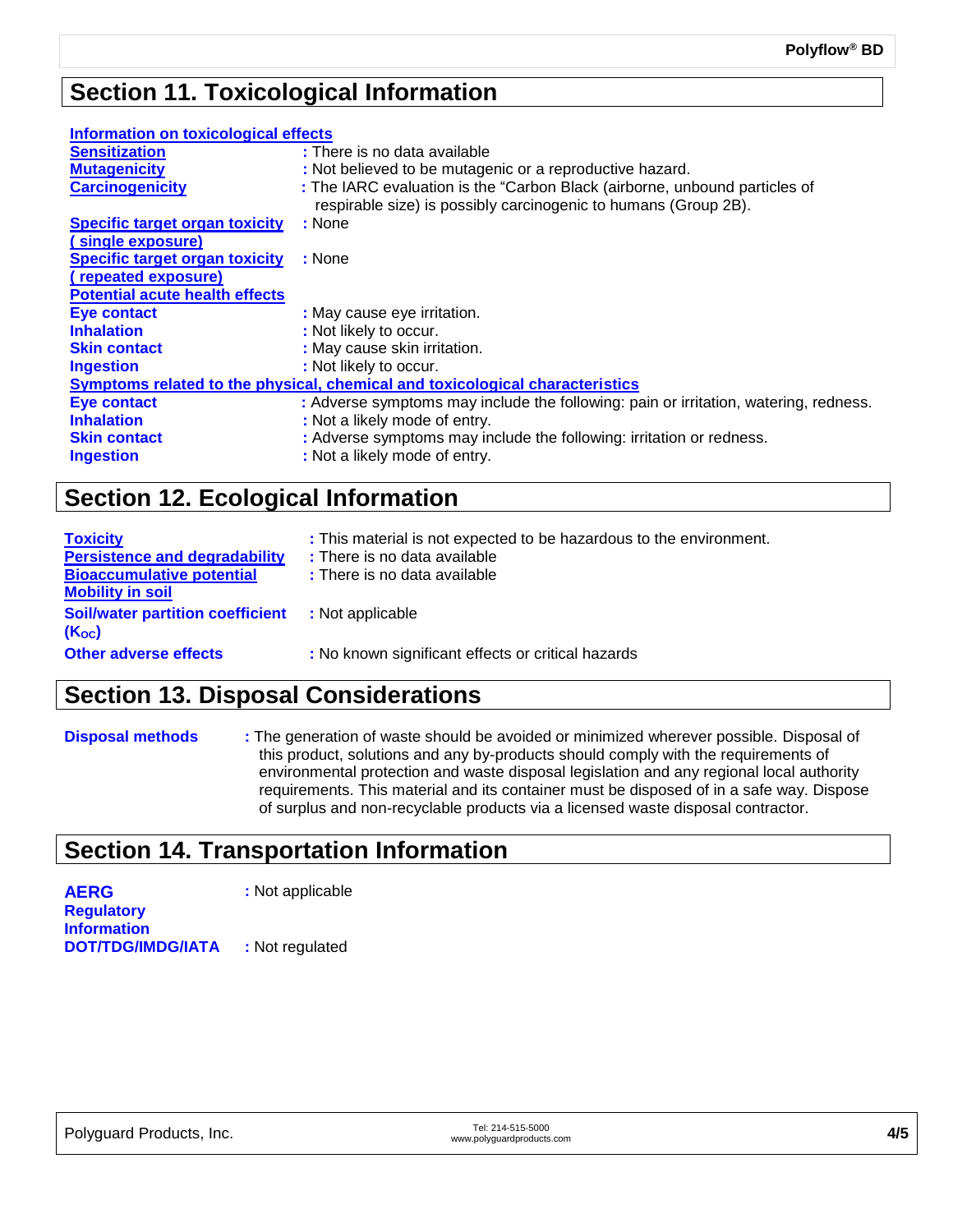## Section 11. Toxicological Information

**Information on toxicological effects**

**Sensitization** : There is no data available

**Mutagenicity** : Not believed to be mutagenic or a reproductive hazard.

**Carcinogenicity** : The IARC evaluation is the "Carbon Black (airborne, unbound particles of respirable size) is possibly carcinogenic to humans (Group 2B).

**Specific target organ toxicity ( single exposure)** : None

**Specific target organ toxicity ( repeated exposure)** : None

**Potential acute health effects**

**Eye contact** : May cause eye irritation.

**Inhalation** : Not likely to occur.

**Skin contact** : May cause skin irritation.

**Ingestion** : Not likely to occur.

**Symptoms related to the physical, chemical and toxicological characteristics**

**Eye contact** : Adverse symptoms may include the following: pain or irritation, watering, redness.

**Inhalation** : Not a likely mode of entry.

**Skin contact** : Adverse symptoms may include the following: irritation or redness.

**Ingestion** : Not a likely mode of entry.

## Section 12. Ecological Information

**Toxicity** : This material is not expected to be hazardous to the environment.

**Persistence and degradability** : There is no data available

**Bioaccumulative potential** : There is no data available

**Mobility in soil**

**Soil/water partition coefficient ($K_{OC}$)** : Not applicable

**Other adverse effects** : No known significant effects or critical hazards

## Section 13. Disposal Considerations

**Disposal methods** : The generation of waste should be avoided or minimized wherever possible. Disposal of this product, solutions and any by-products should comply with the requirements of environmental protection and waste disposal legislation and any regional local authority requirements. This material and its container must be disposed of in a safe way. Dispose of surplus and non-recyclable products via a licensed waste disposal contractor.

## Section 14. Transportation Information

**AERG** : Not applicable

**Regulatory Information DOT/TDG/IMDG/IATA** : Not regulated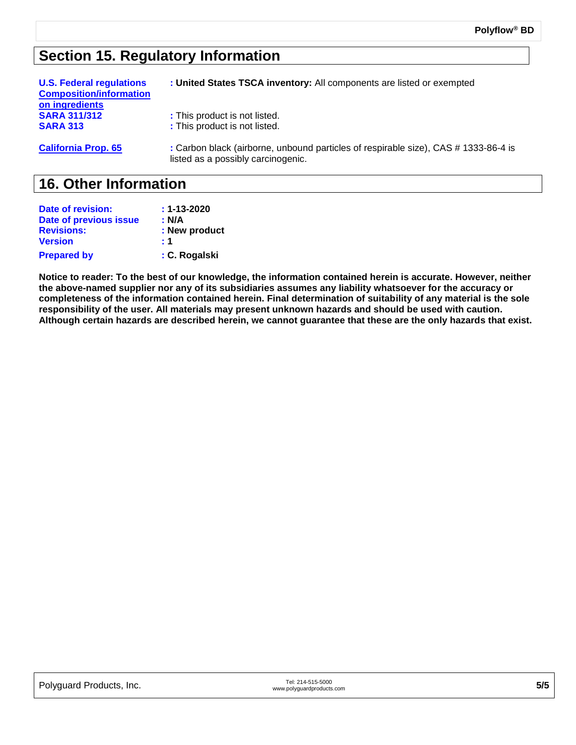## Section 15. Regulatory Information

| | |
|---|---|
| **U.S. Federal regulations** | **: United States TSCA inventory:** All components are listed or exempted |
| **Composition/information on ingredients** | |
| **SARA 311/312** | : This product is not listed. |
| **SARA 313** | : This product is not listed. |
| **California Prop. 65** | : Carbon black (airborne, unbound particles of respirable size), CAS # 1333-86-4 is listed as a possibly carcinogenic. |

## 16. Other Information

| | |
|---|---|
| **Date of revision:** | **: 1-13-2020** |
| **Date of previous issue** | **: N/A** |
| **Revisions:** | **: New product** |
| **Version** | **: 1** |
| **Prepared by** | **: C. Rogalski** |

**Notice to reader: To the best of our knowledge, the information contained herein is accurate. However, neither the above-named supplier nor any of its subsidiaries assumes any liability whatsoever for the accuracy or completeness of the information contained herein. Final determination of suitability of any material is the sole responsibility of the user. All materials may present unknown hazards and should be used with caution. Although certain hazards are described herein, we cannot guarantee that these are the only hazards that exist.**